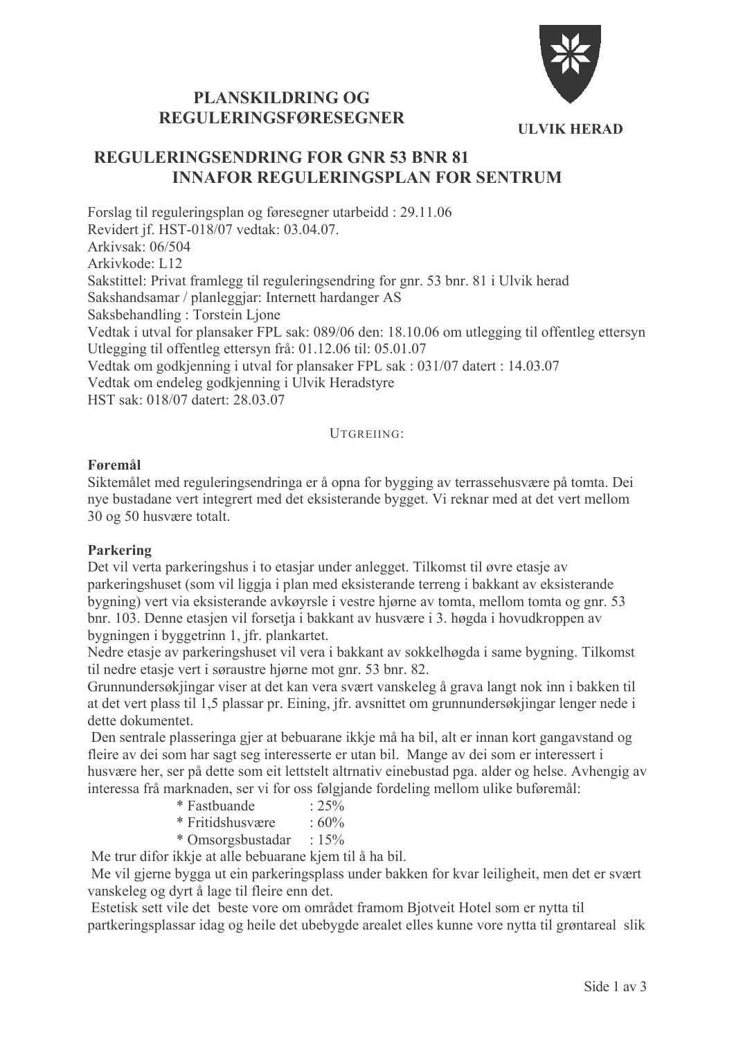# PLANSKILDRING OG REGULERINGSFØRESEGNER

ULVIK HERAD

## REGULERINGSENDRING FOR GNR 53 BNR 81 INNAFOR REGULERINGSPLAN FOR SENTRUM

Forslag til reguleringsplan og føresegner utarbeidd : 29.11.06
Revidert jf. HST-018/07 vedtak: 03.04.07.
Arkivsak: 06/504
Arkivkode: L12
Sakstittel: Privat framlegg til reguleringsendring for gnr. 53 bnr. 81 i Ulvik herad
Sakshandsamar / planleggjar: Internett hardanger AS
Saksbehandling : Torstein Ljone
Vedtak i utval for plansaker FPL sak: 089/06 den: 18.10.06 om utlegging til offentleg ettersyn
Utlegging til offentleg ettersyn frå: 01.12.06 til: 05.01.07
Vedtak om godkjenning i utval for plansaker FPL sak : 031/07 datert : 14.03.07
Vedtak om endeleg godkjenning i Ulvik Heradstyre
HST sak: 018/07 datert: 28.03.07

UTGREIING:

**Føremål**

Siktemålet med reguleringsendringa er å opna for bygging av terrassehusvære på tomta. Dei nye bustadane vert integrert med det eksisterande bygget. Vi reknar med at det vert mellom 30 og 50 husvære totalt.

**Parkering**

Det vil verta parkeringshus i to etasjar under anlegget. Tilkomst til øvre etasje av parkeringshuset (som vil liggja i plan med eksisterande terreng i bakkant av eksisterande bygning) vert via eksisterande avkøyrsle i vestre hjørne av tomta, mellom tomta og gnr. 53 bnr. 103. Denne etasjen vil forsetja i bakkant av husvære i 3. høgda i hovudkroppen av bygningen i byggetrinn 1, jfr. plankartet.
Nedre etasje av parkeringshuset vil vera i bakkant av sokkelhøgda i same bygning. Tilkomst til nedre etasje vert i søraustre hjørne mot gnr. 53 bnr. 82.
Grunnundersøkjingar viser at det kan vera svært vanskeleg å grava langt nok inn i bakken til at det vert plass til 1,5 plassar pr. Eining, jfr. avsnittet om grunnundersøkjingar lenger nede i dette dokumentet.
Den sentrale plasseringa gjer at bebuarane ikkje må ha bil, alt er innan kort gangavstand og fleire av dei som har sagt seg interesserte er utan bil. Mange av dei som er interessert i husvære her, ser på dette som eit lettstelt altrnativ einebustad pga. alder og helse. Avhengig av interessa frå marknaden, ser vi for oss følgjande fordeling mellom ulike buføremål:

* Fastbuande : 25%
* Fritidshusvære : 60%
* Omsorgsbustadar : 15%

Me trur difor ikkje at alle bebuarane kjem til å ha bil.
Me vil gjerne bygga ut ein parkeringsplass under bakken for kvar leiligheit, men det er svært vanskeleg og dyrt å lage til fleire enn det.
Estetisk sett vile det beste vore om området framom Bjotveit Hotel som er nytta til partkeringsplassar idag og heile det ubebygde arealet elles kunne vore nytta til grøntareal slik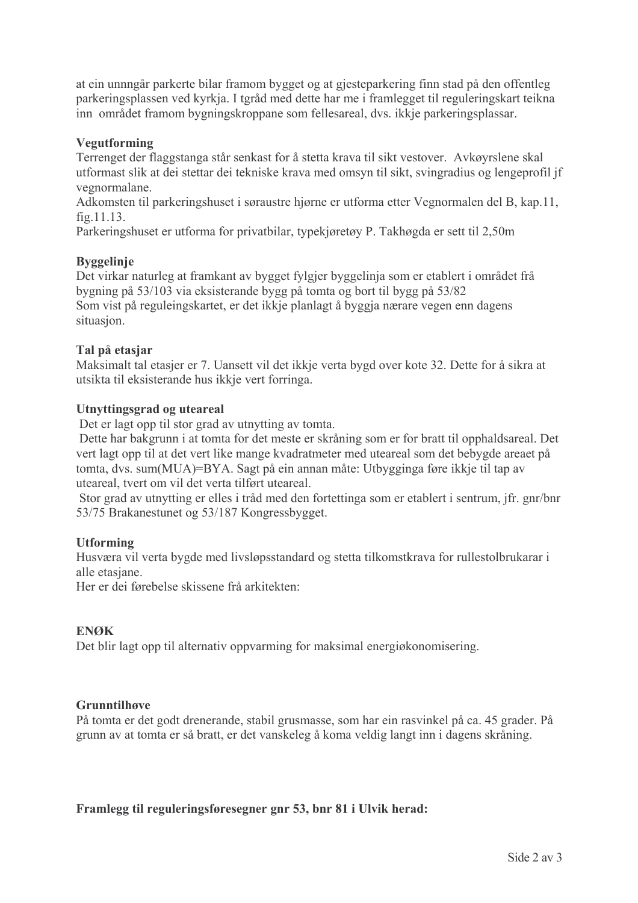at ein unnngår parkerte bilar framom bygget og at gjesteparkering finn stad på den offentleg parkeringsplassen ved kyrkja. I tgråd med dette har me i framlegget til reguleringskart teikna inn området framom bygningskroppane som fellesareal, dvs. ikkje parkeringsplassar.

**Vegutforming**

Terrenget der flaggstanga står senkast for å stetta krava til sikt vestover. Avkøyrslene skal utformast slik at dei stettar dei tekniske krava med omsyn til sikt, svingradius og lengeprofil jf vegnormalane.

Adkomsten til parkeringshuset i søraustre hjørne er utforma etter Vegnormalen del B, kap.11, fig.11.13.

Parkeringshuset er utforma for privatbilar, typekjøretøy P. Takhøgda er sett til 2,50m

**Byggelinje**

Det virkar naturleg at framkant av bygget fylgjer byggelinja som er etablert i området frå bygning på 53/103 via eksisterande bygg på tomta og bort til bygg på 53/82

Som vist på reguleingskartet, er det ikkje planlagt å byggja nærare vegen enn dagens situasjon.

**Tal på etasjar**

Maksimalt tal etasjer er 7. Uansett vil det ikkje verta bygd over kote 32. Dette for å sikra at utsikta til eksisterande hus ikkje vert forringa.

**Utnyttingsgrad og uteareal**

Det er lagt opp til stor grad av utnytting av tomta.

Dette har bakgrunn i at tomta for det meste er skråning som er for bratt til opphaldsareal. Det vert lagt opp til at det vert like mange kvadratmeter med uteareal som det bebygde areaet på tomta, dvs. sum(MUA)=BYA. Sagt på ein annan måte: Utbygginga føre ikkje til tap av uteareal, tvert om vil det verta tilført uteareal.

Stor grad av utnytting er elles i tråd med den fortettinga som er etablert i sentrum, jfr. gnr/bnr 53/75 Brakanestunet og 53/187 Kongressbygget.

**Utforming**

Husværa vil verta bygde med livsløpsstandard og stetta tilkomstkrava for rullestolbrukarar i alle etasjane.

Her er dei førebelse skissene frå arkitekten:

**ENØK**

Det blir lagt opp til alternativ oppvarming for maksimal energiøkonomisering.

**Grunntilhøve**

På tomta er det godt drenerande, stabil grusmasse, som har ein rasvinkel på ca. 45 grader. På grunn av at tomta er så bratt, er det vanskeleg å koma veldig langt inn i dagens skråning.

**Framlegg til reguleringsføresegner gnr 53, bnr 81 i Ulvik herad:**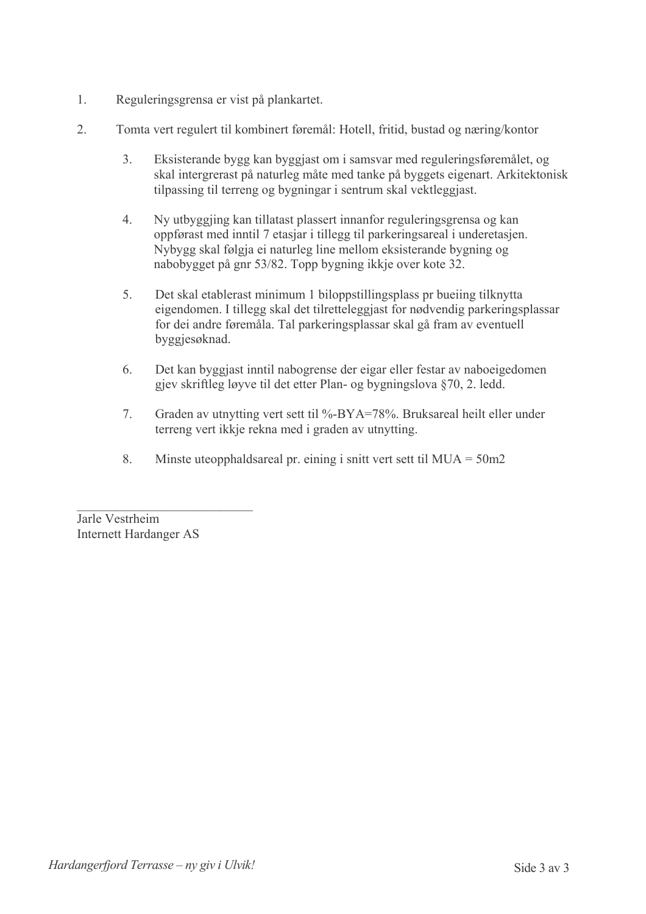1. Reguleringsgrensa er vist på plankartet.

2. Tomta vert regulert til kombinert føremål: Hotell, fritid, bustad og næring/kontor

3. Eksisterande bygg kan byggjast om i samsvar med reguleringsføremålet, og skal intergrerast på naturleg måte med tanke på byggets eigenart. Arkitektonisk tilpassing til terreng og bygningar i sentrum skal vektleggjast.

4. Ny utbyggjing kan tillatast plassert innanfor reguleringsgrensa og kan oppførast med inntil 7 etasjar i tillegg til parkeringsareal i underetasjen. Nybygg skal følgja ei naturleg line mellom eksisterande bygning og nabobygget på gnr 53/82. Topp bygning ikkje over kote 32.

5. Det skal etablerast minimum 1 biloppstillingsplass pr bueiing tilknytta eigendomen. I tillegg skal det tilretteleggjast for nødvendig parkeringsplassar for dei andre føremåla. Tal parkeringsplassar skal gå fram av eventuell byggjesøknad.

6. Det kan byggjast inntil nabogrense der eigar eller festar av naboeigedomen gjev skriftleg løyve til det etter Plan- og bygningslova §70, 2. ledd.

7. Graden av utnytting vert sett til %-BYA=78%. Bruksareal heilt eller under terreng vert ikkje rekna med i graden av utnytting.

8. Minste uteopphaldsareal pr. eining i snitt vert sett til MUA = 50m2

\_\_\_\_\_\_\_\_\_\_\_\_\_\_\_\_\_\_\_\_\_\_\_\_\_\_\_\_

Jarle Vestrheim
Internett Hardanger AS